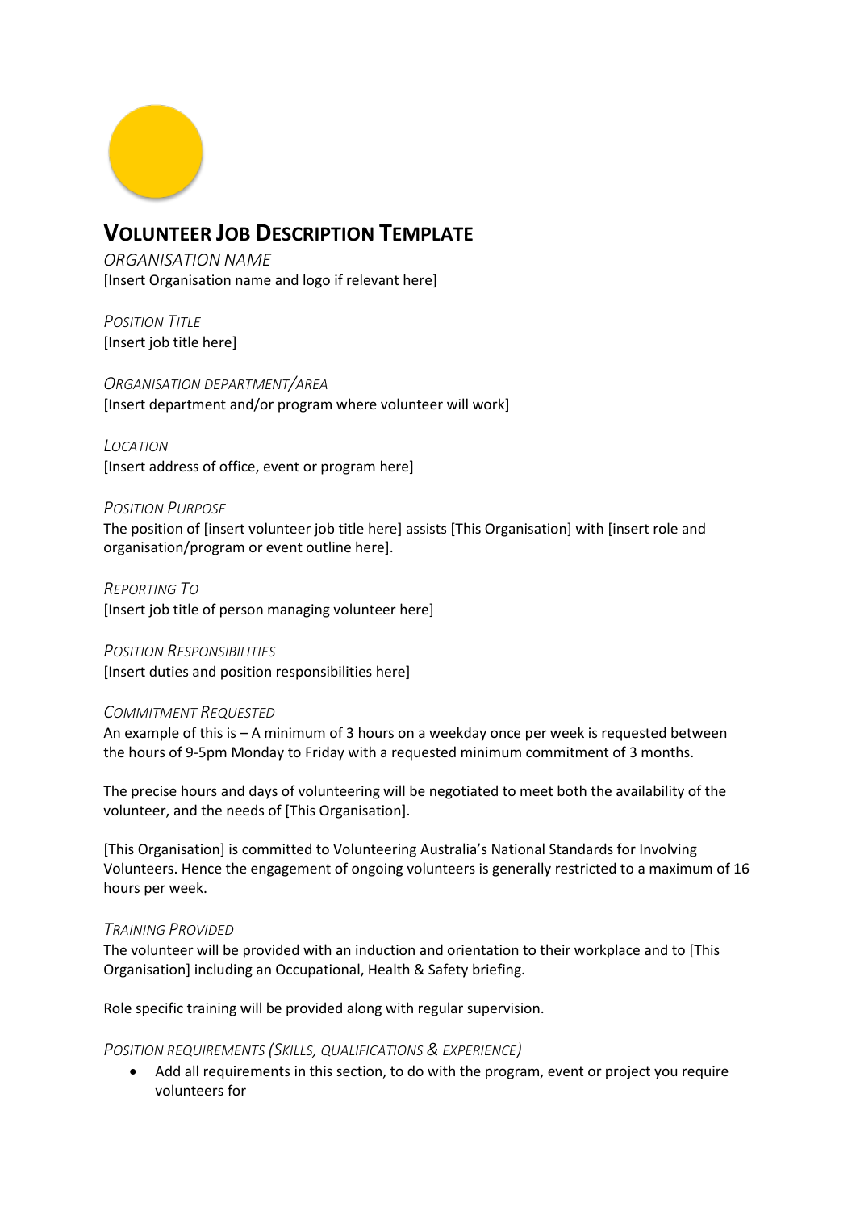# VOLUNTEER JOB DESCRIPTION TEMPLATE

*ORGANISATION NAME*

[Insert Organisation name and logo if relevant here]

*POSITION TITLE*

[Insert job title here]

*ORGANISATION DEPARTMENT/AREA*

[Insert department and/or program where volunteer will work]

*LOCATION*

[Insert address of office, event or program here]

*POSITION PURPOSE*

The position of [insert volunteer job title here] assists [This Organisation] with [insert role and organisation/program or event outline here].

*REPORTING TO*

[Insert job title of person managing volunteer here]

*POSITION RESPONSIBILITIES*

[Insert duties and position responsibilities here]

*COMMITMENT REQUESTED*

An example of this is – A minimum of 3 hours on a weekday once per week is requested between the hours of 9-5pm Monday to Friday with a requested minimum commitment of 3 months.

The precise hours and days of volunteering will be negotiated to meet both the availability of the volunteer, and the needs of [This Organisation].

[This Organisation] is committed to Volunteering Australia's National Standards for Involving Volunteers. Hence the engagement of ongoing volunteers is generally restricted to a maximum of 16 hours per week.

*TRAINING PROVIDED*

The volunteer will be provided with an induction and orientation to their workplace and to [This Organisation] including an Occupational, Health & Safety briefing.

Role specific training will be provided along with regular supervision.

*POSITION REQUIREMENTS (SKILLS, QUALIFICATIONS & EXPERIENCE)*

- Add all requirements in this section, to do with the program, event or project you require volunteers for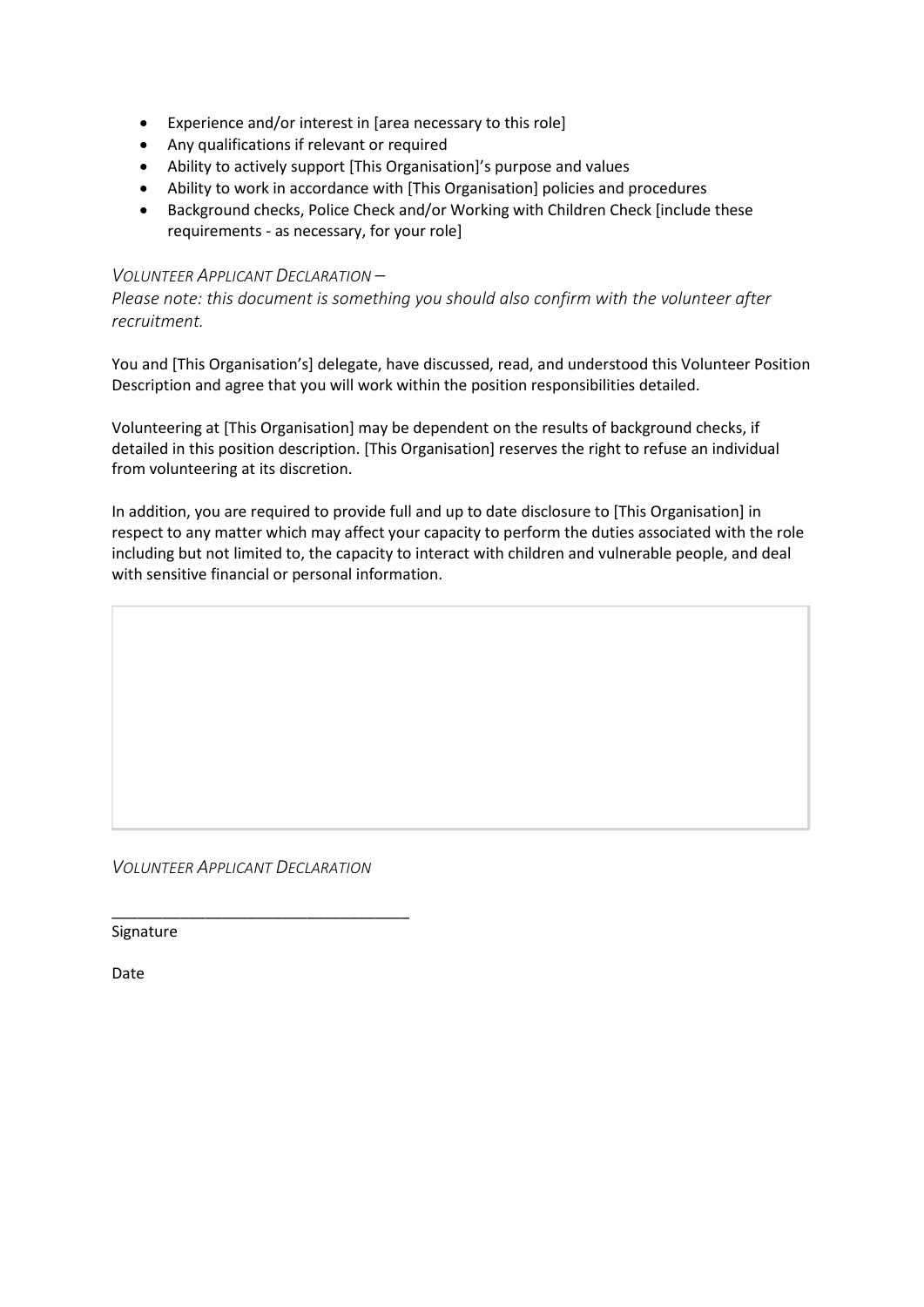- Experience and/or interest in [area necessary to this role]
- Any qualifications if relevant or required
- Ability to actively support [This Organisation]'s purpose and values
- Ability to work in accordance with [This Organisation] policies and procedures
- Background checks, Police Check and/or Working with Children Check [include these requirements - as necessary, for your role]

*VOLUNTEER APPLICANT DECLARATION –*

*Please note: this document is something you should also confirm with the volunteer after recruitment.*

You and [This Organisation's] delegate, have discussed, read, and understood this Volunteer Position Description and agree that you will work within the position responsibilities detailed.

Volunteering at [This Organisation] may be dependent on the results of background checks, if detailed in this position description. [This Organisation] reserves the right to refuse an individual from volunteering at its discretion.

In addition, you are required to provide full and up to date disclosure to [This Organisation] in respect to any matter which may affect your capacity to perform the duties associated with the role including but not limited to, the capacity to interact with children and vulnerable people, and deal with sensitive financial or personal information.

*VOLUNTEER APPLICANT DECLARATION*

___________________________________

Signature

Date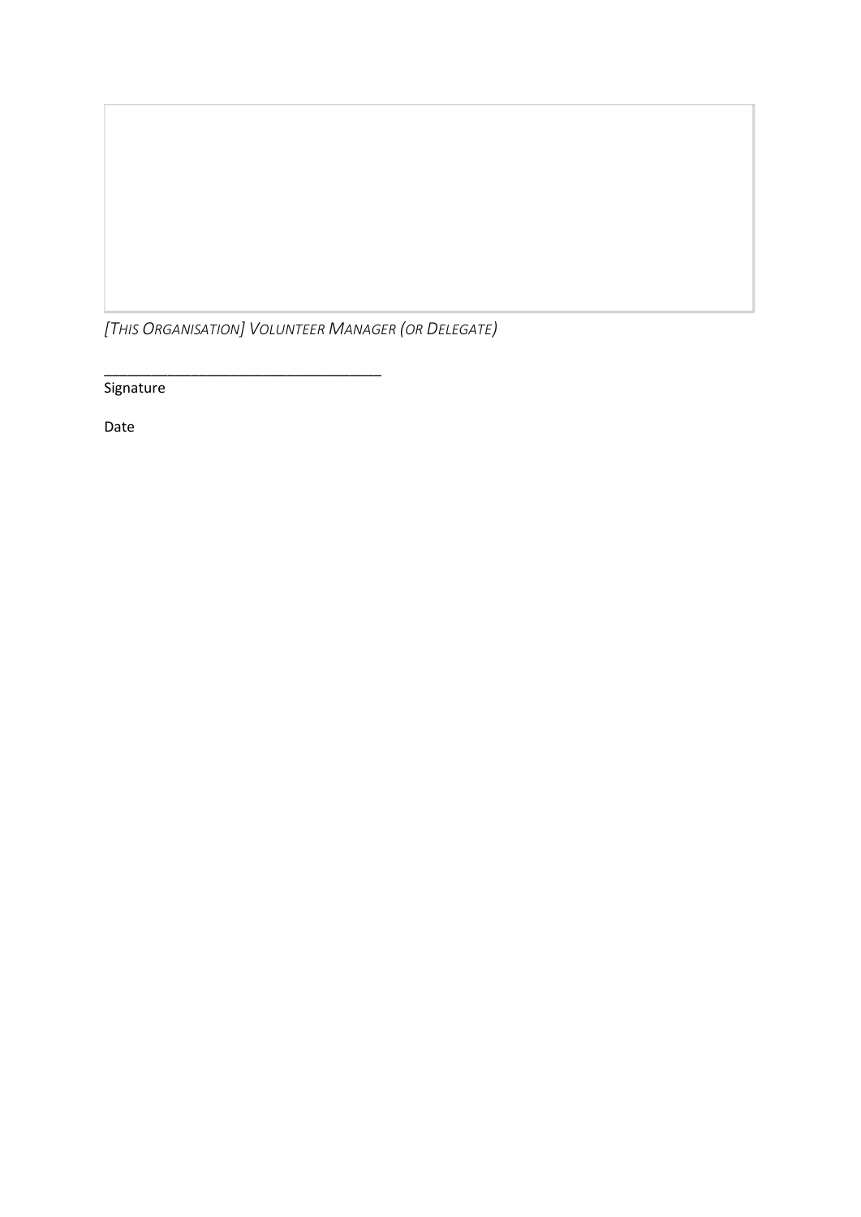| |
|---|
| |

*[This Organisation] Volunteer Manager (or Delegate)*

_______________________________
Signature

Date